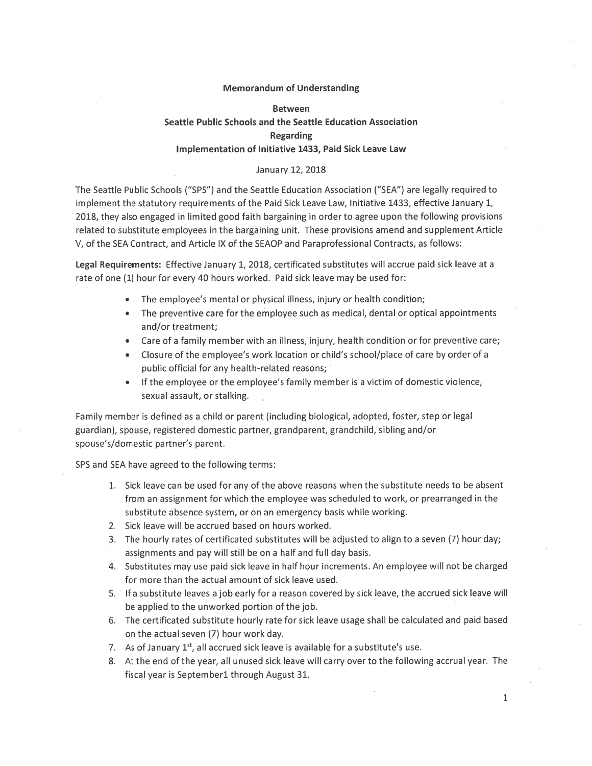**Memorandum of Understanding**

**Between**
**Seattle Public Schools and the Seattle Education Association**
**Regarding**
**Implementation of Initiative 1433, Paid Sick Leave Law**

January 12, 2018

The Seattle Public Schools ("SPS") and the Seattle Education Association ("SEA") are legally required to implement the statutory requirements of the Paid Sick Leave Law, Initiative 1433, effective January 1, 2018, they also engaged in limited good faith bargaining in order to agree upon the following provisions related to substitute employees in the bargaining unit. These provisions amend and supplement Article V, of the SEA Contract, and Article IX of the SEAOP and Paraprofessional Contracts, as follows:

**Legal Requirements:** Effective January 1, 2018, certificated substitutes will accrue paid sick leave at a rate of one (1) hour for every 40 hours worked. Paid sick leave may be used for:

- The employee's mental or physical illness, injury or health condition;
- The preventive care for the employee such as medical, dental or optical appointments and/or treatment;
- Care of a family member with an illness, injury, health condition or for preventive care;
- Closure of the employee's work location or child's school/place of care by order of a public official for any health-related reasons;
- If the employee or the employee's family member is a victim of domestic violence, sexual assault, or stalking.

Family member is defined as a child or parent (including biological, adopted, foster, step or legal guardian), spouse, registered domestic partner, grandparent, grandchild, sibling and/or spouse's/domestic partner's parent.

SPS and SEA have agreed to the following terms:

1. Sick leave can be used for any of the above reasons when the substitute needs to be absent from an assignment for which the employee was scheduled to work, or prearranged in the substitute absence system, or on an emergency basis while working.
2. Sick leave will be accrued based on hours worked.
3. The hourly rates of certificated substitutes will be adjusted to align to a seven (7) hour day; assignments and pay will still be on a half and full day basis.
4. Substitutes may use paid sick leave in half hour increments. An employee will not be charged for more than the actual amount of sick leave used.
5. If a substitute leaves a job early for a reason covered by sick leave, the accrued sick leave will be applied to the unworked portion of the job.
6. The certificated substitute hourly rate for sick leave usage shall be calculated and paid based on the actual seven (7) hour work day.
7. As of January 1st, all accrued sick leave is available for a substitute's use.
8. At the end of the year, all unused sick leave will carry over to the following accrual year. The fiscal year is September1 through August 31.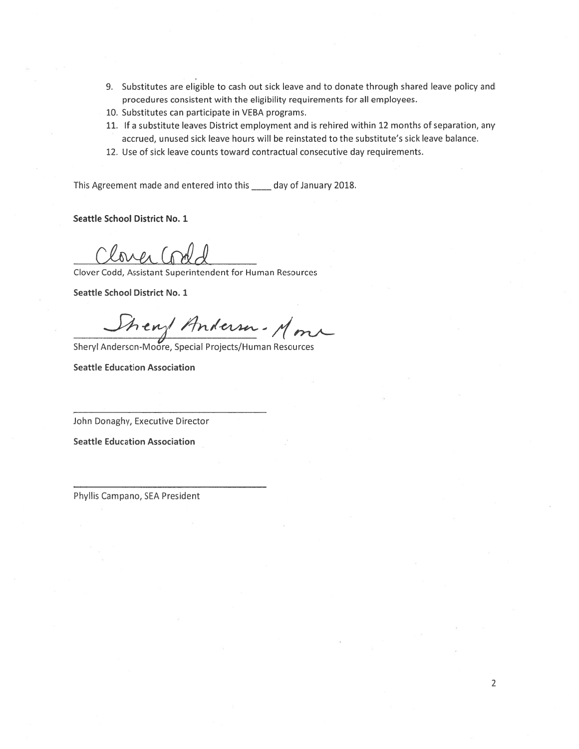9. Substitutes are eligible to cash out sick leave and to donate through shared leave policy and procedures consistent with the eligibility requirements for all employees.
10. Substitutes can participate in VEBA programs.
11. If a substitute leaves District employment and is rehired within 12 months of separation, any accrued, unused sick leave hours will be reinstated to the substitute's sick leave balance.
12. Use of sick leave counts toward contractual consecutive day requirements.

This Agreement made and entered into this ____ day of January 2018.

**Seattle School District No. 1**

Clover Codd

Clover Codd, Assistant Superintendent for Human Resources

**Seattle School District No. 1**

Sheryl Anderson-Moore

Sheryl Anderson-Moore, Special Projects/Human Resources

**Seattle Education Association**

\_\_\_\_\_\_\_\_\_\_\_\_\_\_\_\_\_\_\_\_\_\_\_\_\_\_\_\_\_\_\_\_\_\_\_\_

John Donaghy, Executive Director

**Seattle Education Association**

\_\_\_\_\_\_\_\_\_\_\_\_\_\_\_\_\_\_\_\_\_\_\_\_\_\_\_\_\_\_\_\_\_\_\_\_

Phyllis Campano, SEA President